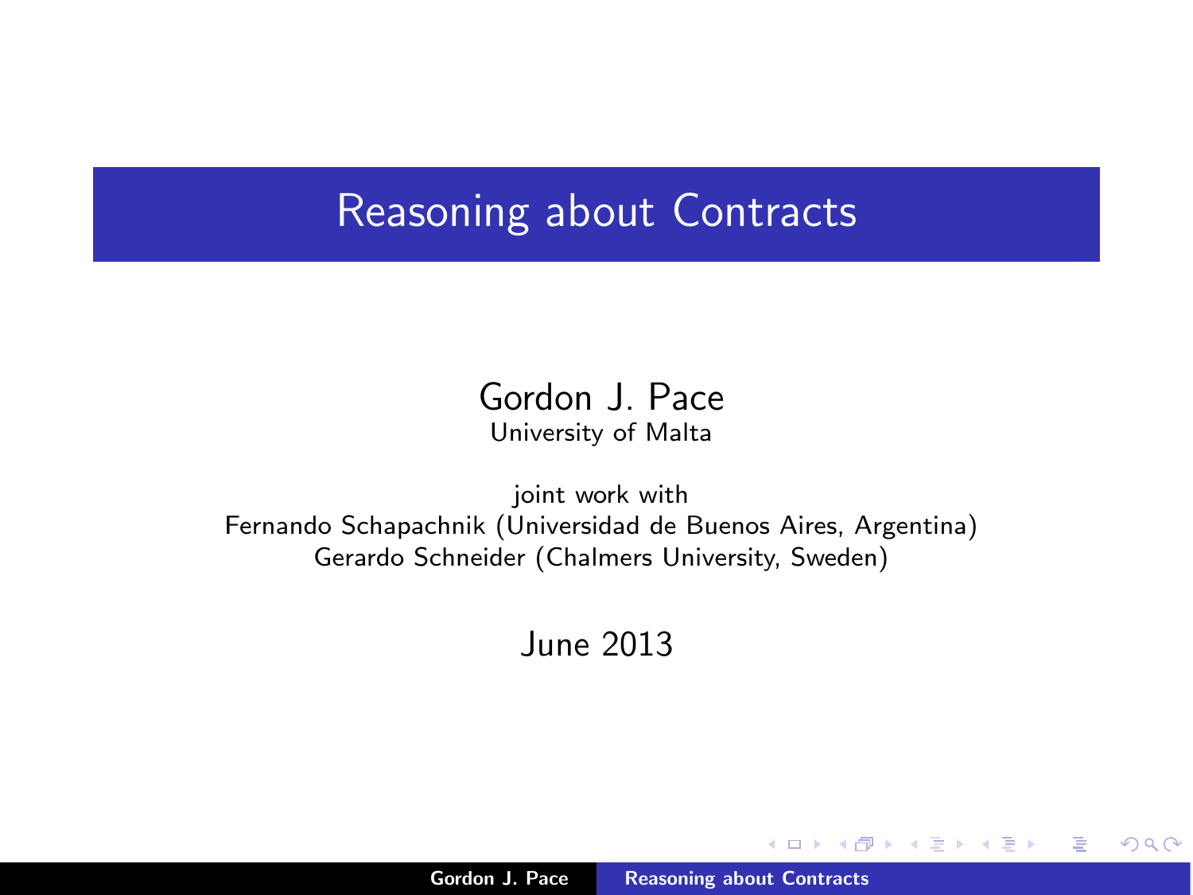# Reasoning about Contracts

Gordon J. Pace
University of Malta

joint work with
Fernando Schapachnik (Universidad de Buenos Aires, Argentina)
Gerardo Schneider (Chalmers University, Sweden)

June 2013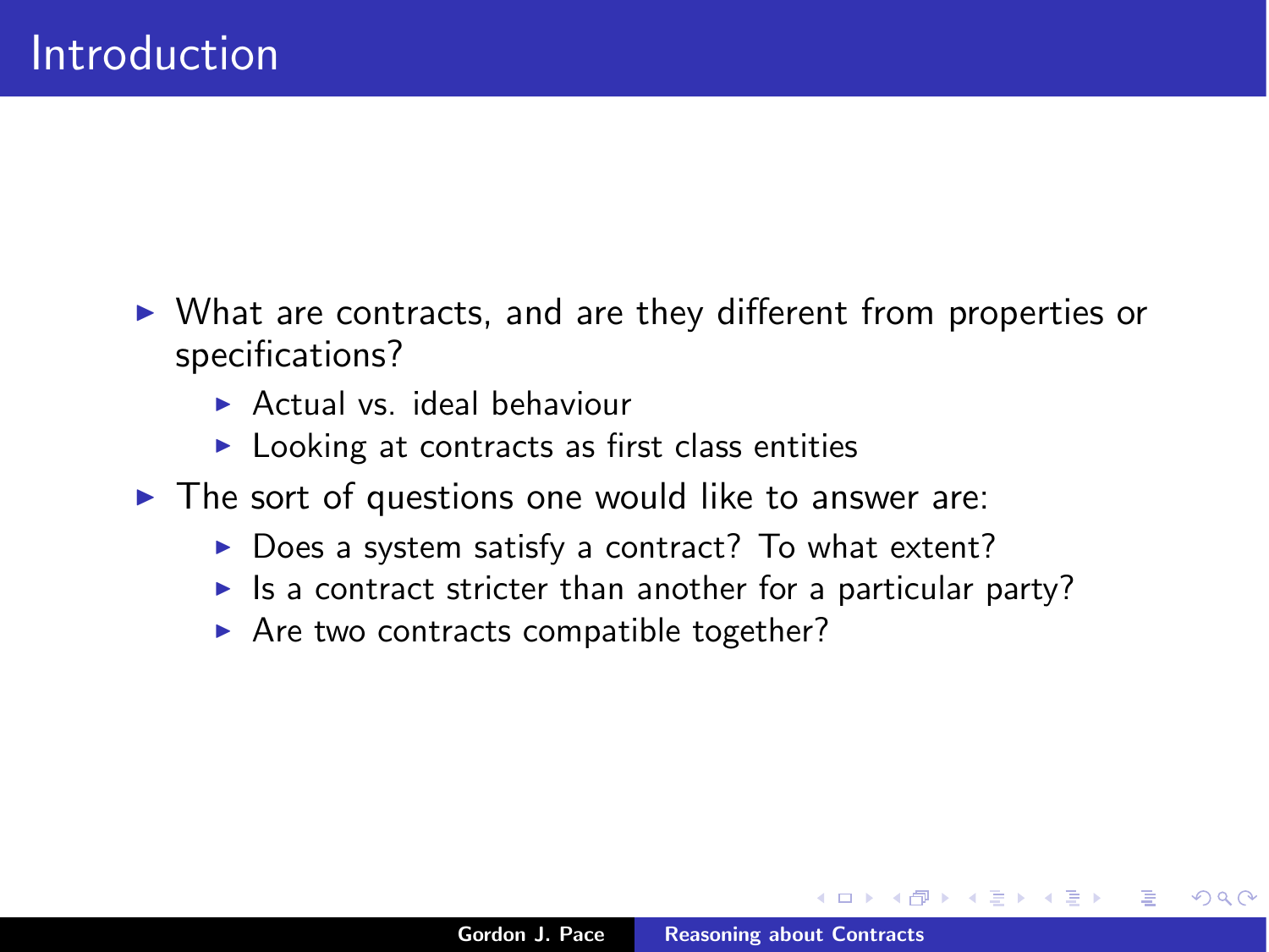# Introduction

- What are contracts, and are they different from properties or specifications?
  - Actual vs. ideal behaviour
  - Looking at contracts as first class entities
- The sort of questions one would like to answer are:
  - Does a system satisfy a contract? To what extent?
  - Is a contract stricter than another for a particular party?
  - Are two contracts compatible together?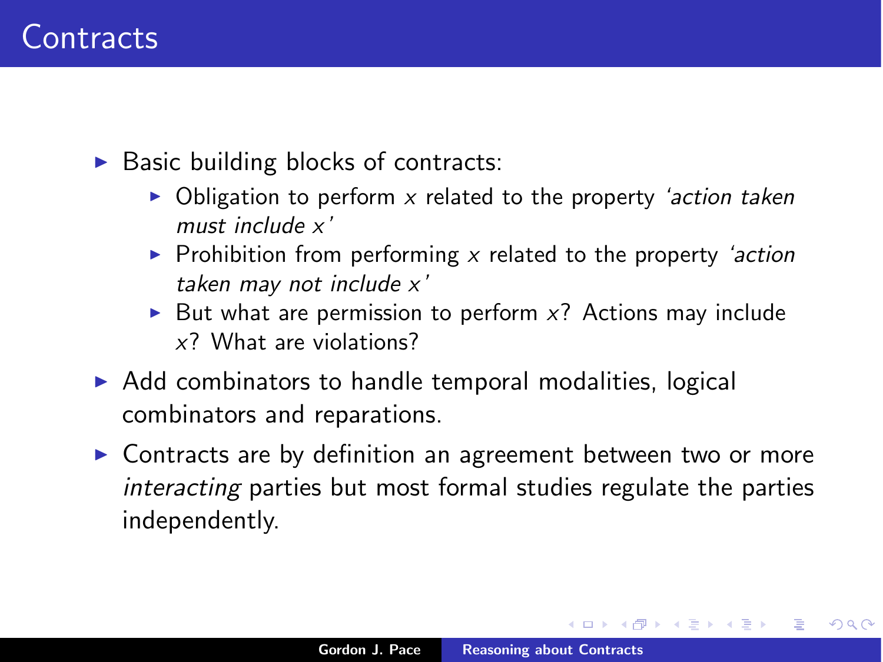# Contracts

- Basic building blocks of contracts:
  - Obligation to perform $x$ related to the property *'action taken must include $x$'*
  - Prohibition from performing $x$ related to the property *'action taken may not include $x$'*
  - But what are permission to perform $x$? Actions may include $x$? What are violations?
- Add combinators to handle temporal modalities, logical combinators and reparations.
- Contracts are by definition an agreement between two or more *interacting* parties but most formal studies regulate the parties independently.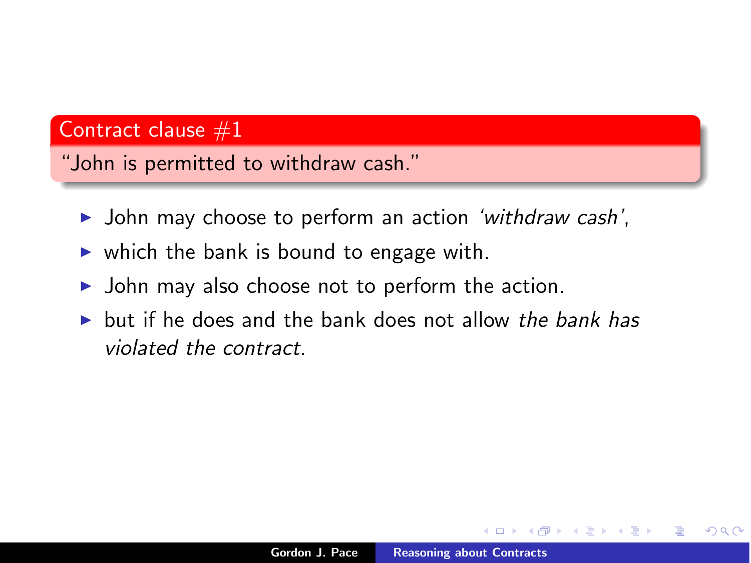**Contract clause #1**

"John is permitted to withdraw cash."

- John may choose to perform an action *'withdraw cash'*,
- which the bank is bound to engage with.
- John may also choose not to perform the action.
- but if he does and the bank does not allow *the bank has violated the contract*.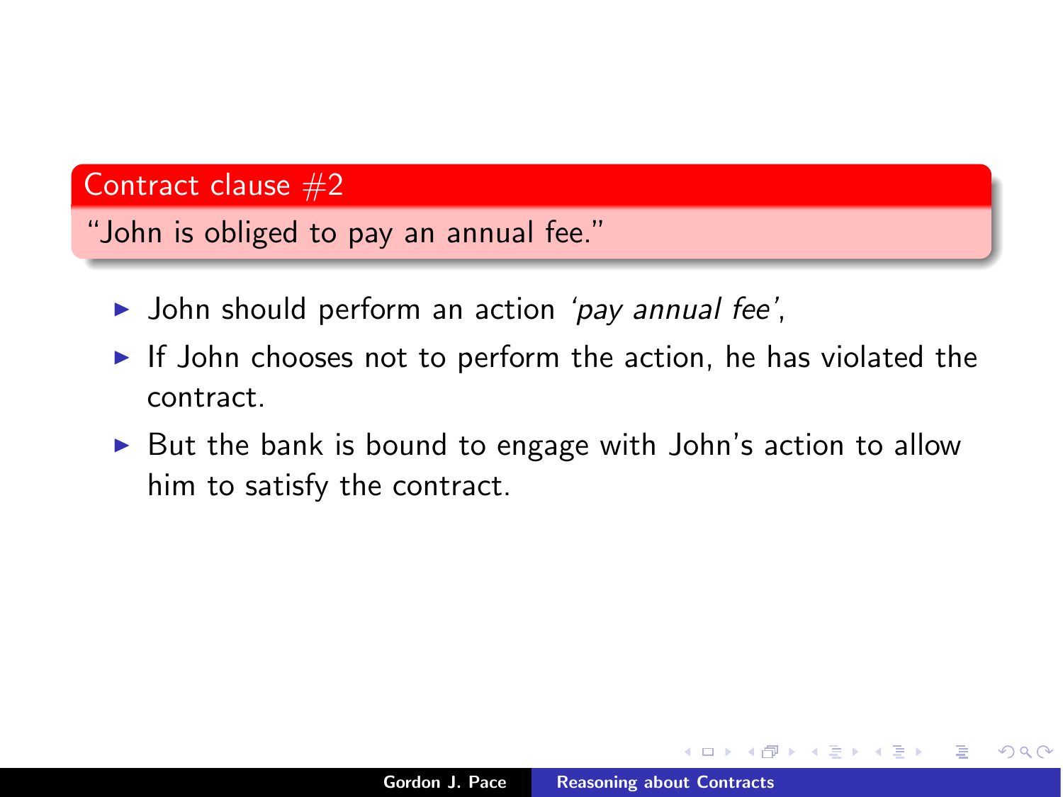**Contract clause #2**

"John is obliged to pay an annual fee."

- John should perform an action *'pay annual fee'*,
- If John chooses not to perform the action, he has violated the contract.
- But the bank is bound to engage with John's action to allow him to satisfy the contract.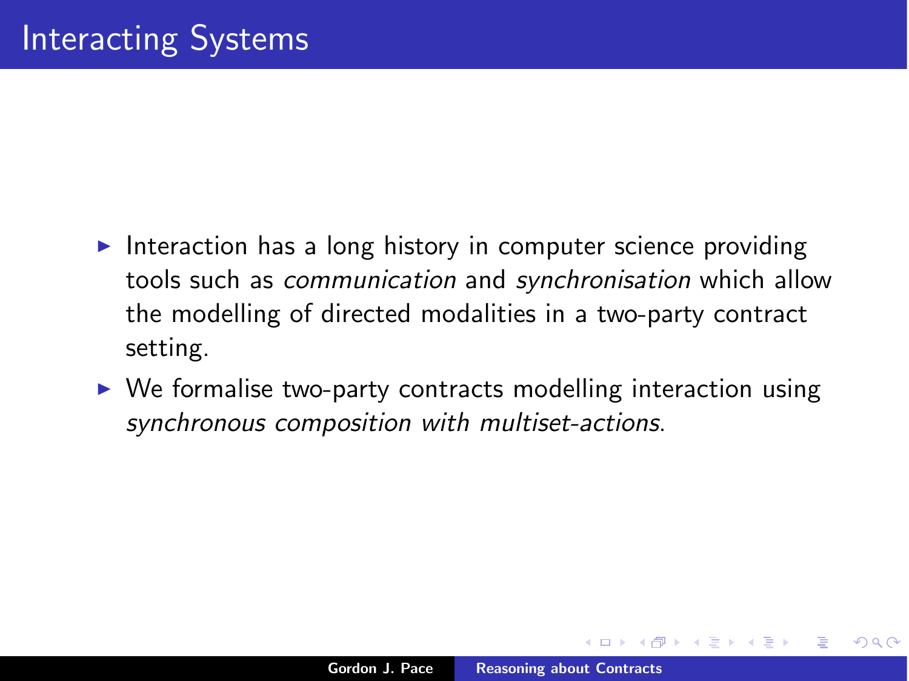# Interacting Systems

- Interaction has a long history in computer science providing tools such as *communication* and *synchronisation* which allow the modelling of directed modalities in a two-party contract setting.
- We formalise two-party contracts modelling interaction using *synchronous composition with multiset-actions*.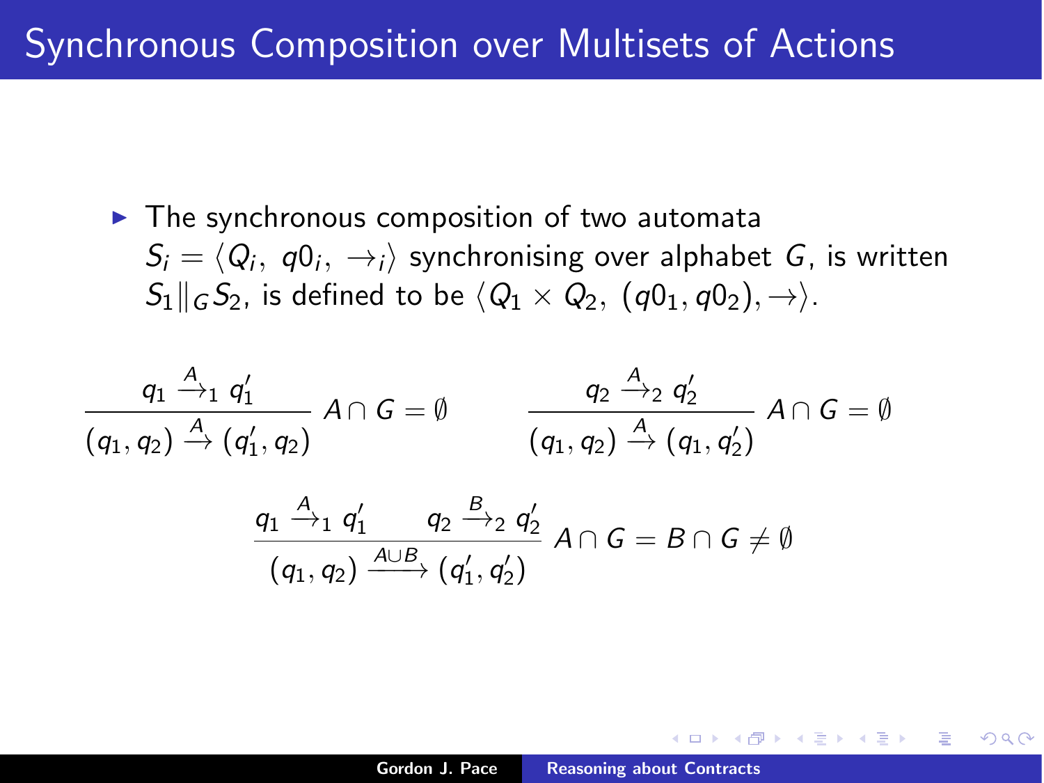# Synchronous Composition over Multisets of Actions

- The synchronous composition of two automata $S_i = \langle Q_i,\ q0_i,\ \rightarrow_i \rangle$ synchronising over alphabet $G$, is written $S_1 \|_G S_2$, is defined to be $\langle Q_1 \times Q_2,\ (q0_1, q0_2), \rightarrow \rangle$.

$$\frac{q_1 \xrightarrow{A}_1 q_1'}{(q_1, q_2) \xrightarrow{A} (q_1', q_2)}\ A \cap G = \emptyset \qquad \frac{q_2 \xrightarrow{A}_2 q_2'}{(q_1, q_2) \xrightarrow{A} (q_1, q_2')}\ A \cap G = \emptyset$$

$$\frac{q_1 \xrightarrow{A}_1 q_1' \qquad q_2 \xrightarrow{B}_2 q_2'}{(q_1, q_2) \xrightarrow{A \cup B} (q_1', q_2')}\ A \cap G = B \cap G \neq \emptyset$$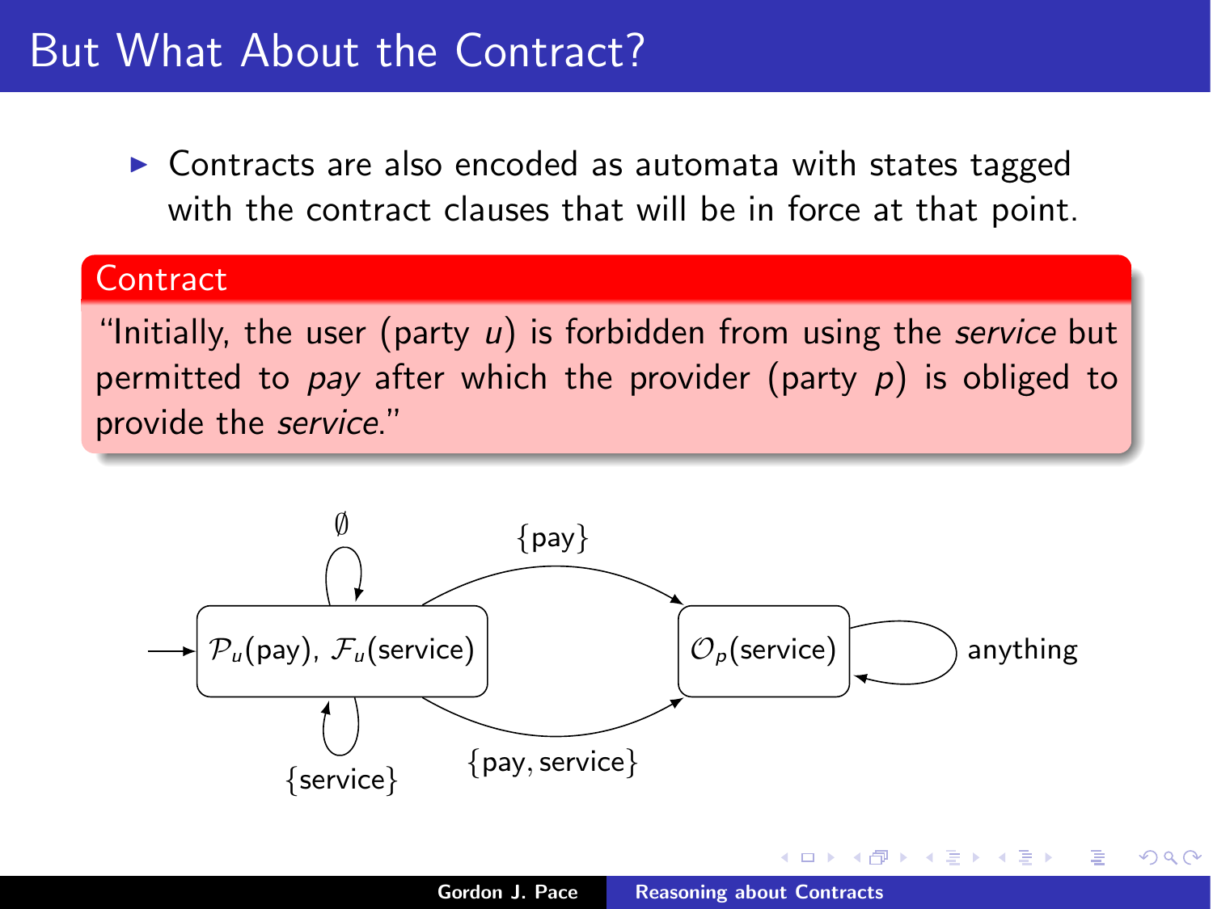# But What About the Contract?

- Contracts are also encoded as automata with states tagged with the contract clauses that will be in force at that point.

**Contract**

"Initially, the user (party $u$) is forbidden from using the *service* but permitted to *pay* after which the provider (party $p$) is obliged to provide the *service*."

$\mathcal{P}_u(\text{pay}),\ \mathcal{F}_u(\text{service})$

$\emptyset$

$\{\text{service}\}$

$\{\text{pay}\}$

$\{\text{pay}, \text{service}\}$

$\mathcal{O}_p(\text{service})$

anything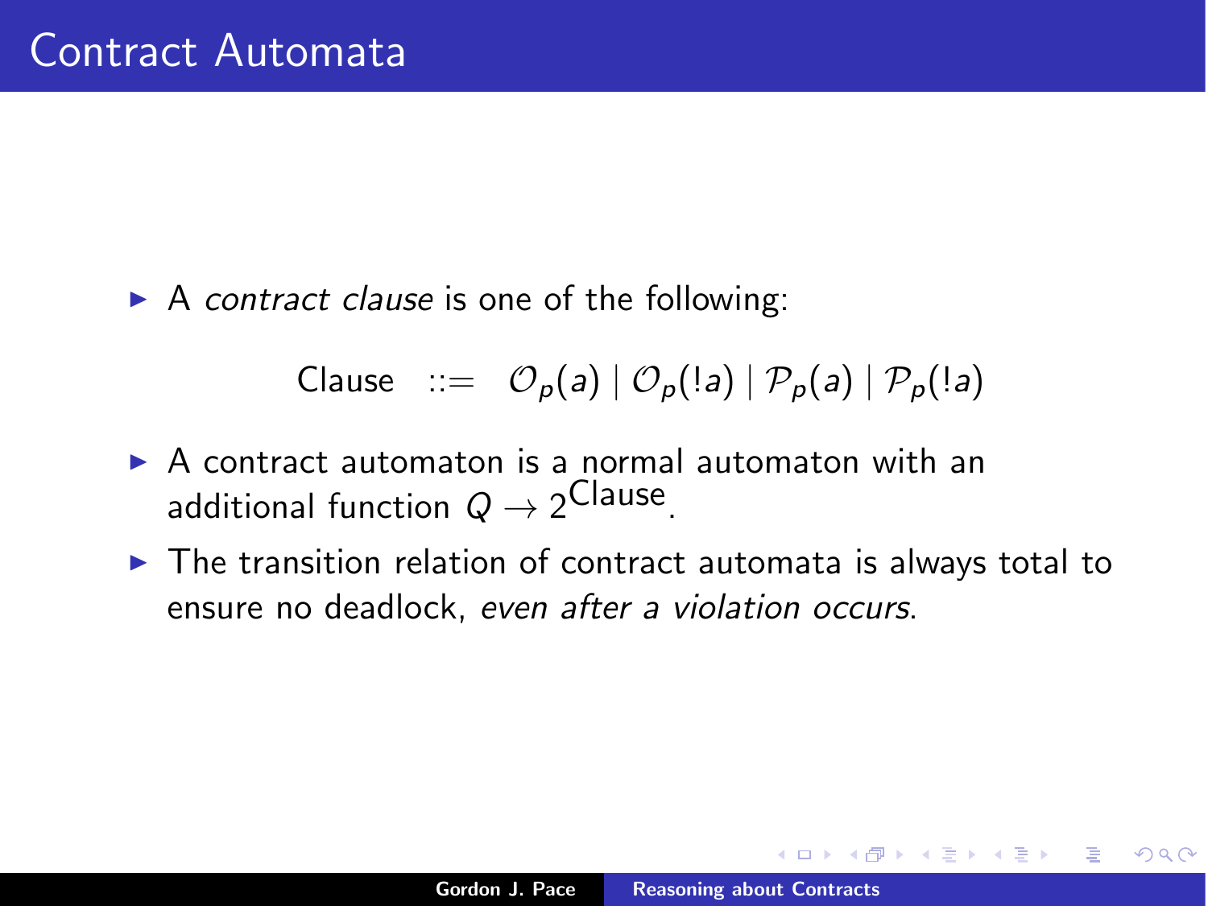# Contract Automata

- A *contract clause* is one of the following:

$$\text{Clause} \;::=\; \mathcal{O}_p(a) \mid \mathcal{O}_p(!a) \mid \mathcal{P}_p(a) \mid \mathcal{P}_p(!a)$$

- A contract automaton is a normal automaton with an additional function $Q \rightarrow 2^{\text{Clause}}$.
- The transition relation of contract automata is always total to ensure no deadlock, *even after a violation occurs*.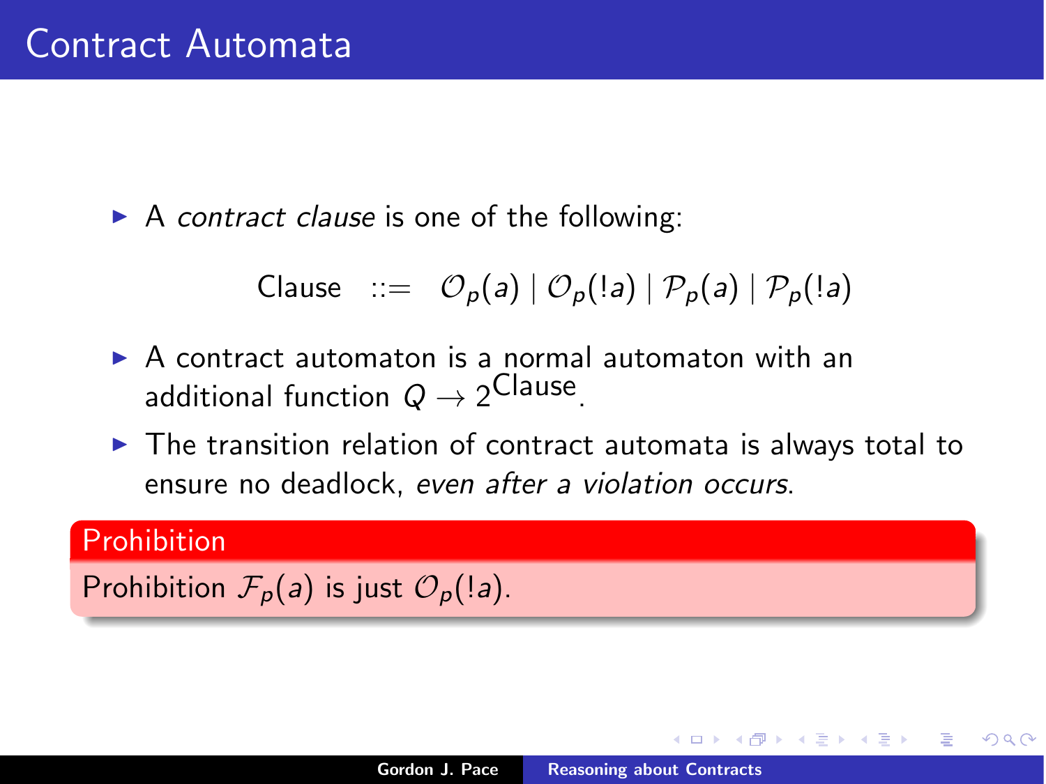# Contract Automata

- A *contract clause* is one of the following:

$$\text{Clause} \quad ::= \quad \mathcal{O}_p(a) \mid \mathcal{O}_p(!a) \mid \mathcal{P}_p(a) \mid \mathcal{P}_p(!a)$$

- A contract automaton is a normal automaton with an additional function $Q \to 2^{\text{Clause}}$.
- The transition relation of contract automata is always total to ensure no deadlock, *even after a violation occurs*.

**Prohibition**

Prohibition $\mathcal{F}_p(a)$ is just $\mathcal{O}_p(!a)$.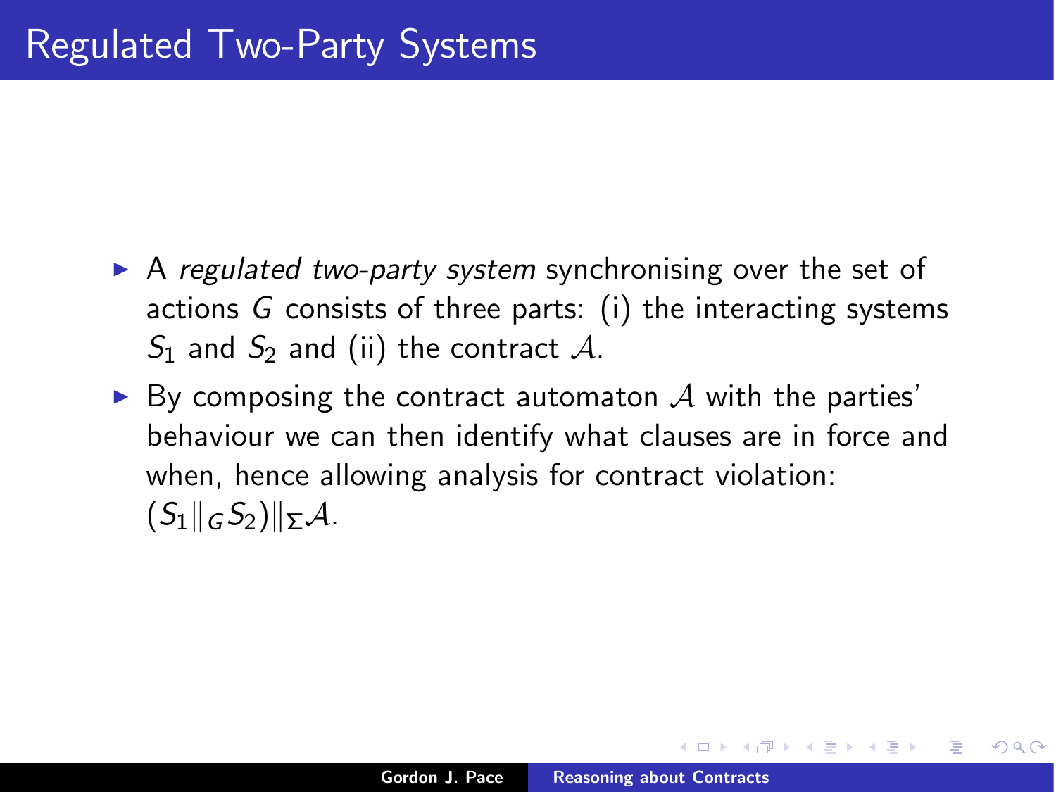# Regulated Two-Party Systems

- A *regulated two-party system* synchronising over the set of actions $G$ consists of three parts: (i) the interacting systems $S_1$ and $S_2$ and (ii) the contract $\mathcal{A}$.
- By composing the contract automaton $\mathcal{A}$ with the parties' behaviour we can then identify what clauses are in force and when, hence allowing analysis for contract violation: $(S_1 \|_G S_2) \|_\Sigma \mathcal{A}$.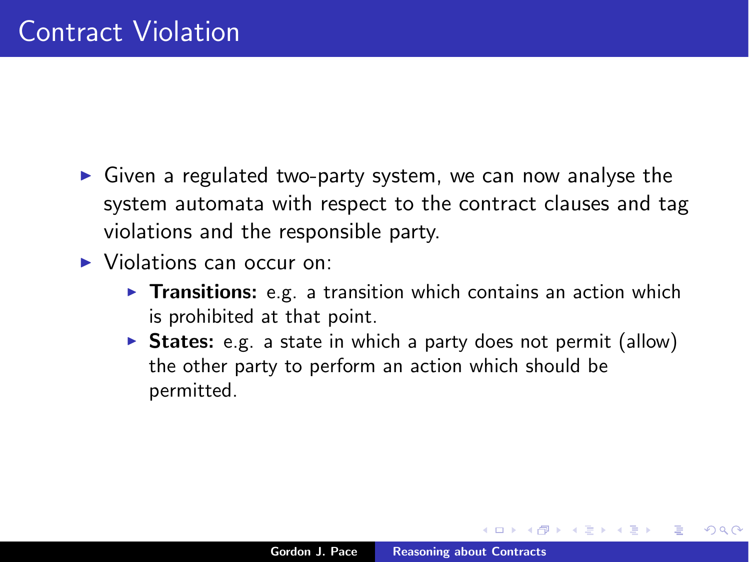# Contract Violation

- Given a regulated two-party system, we can now analyse the system automata with respect to the contract clauses and tag violations and the responsible party.
- Violations can occur on:
  - **Transitions:** e.g. a transition which contains an action which is prohibited at that point.
  - **States:** e.g. a state in which a party does not permit (allow) the other party to perform an action which should be permitted.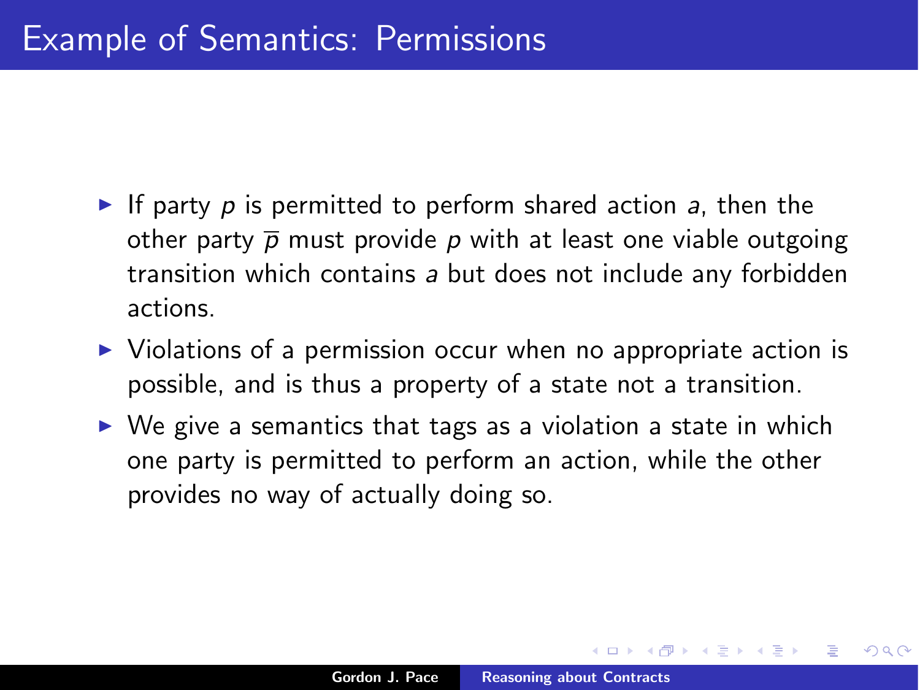# Example of Semantics: Permissions

- If party $p$ is permitted to perform shared action $a$, then the other party $\overline{p}$ must provide $p$ with at least one viable outgoing transition which contains $a$ but does not include any forbidden actions.
- Violations of a permission occur when no appropriate action is possible, and is thus a property of a state not a transition.
- We give a semantics that tags as a violation a state in which one party is permitted to perform an action, while the other provides no way of actually doing so.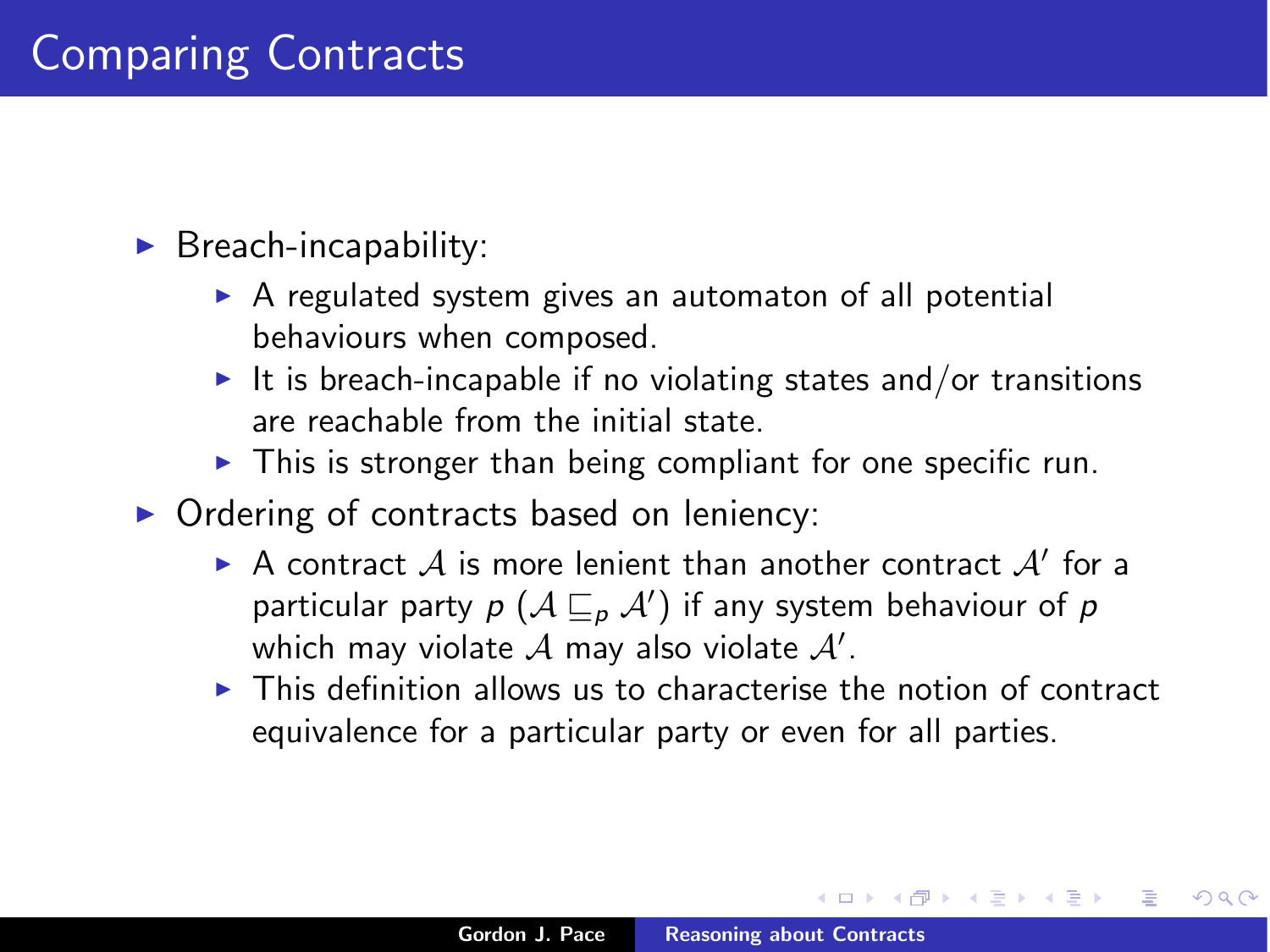# Comparing Contracts

- Breach-incapability:
  - A regulated system gives an automaton of all potential behaviours when composed.
  - It is breach-incapable if no violating states and/or transitions are reachable from the initial state.
  - This is stronger than being compliant for one specific run.
- Ordering of contracts based on leniency:
  - A contract $\mathcal{A}$ is more lenient than another contract $\mathcal{A}'$ for a particular party $p$ ($\mathcal{A} \sqsubseteq_p \mathcal{A}'$) if any system behaviour of $p$ which may violate $\mathcal{A}$ may also violate $\mathcal{A}'$.
  - This definition allows us to characterise the notion of contract equivalence for a particular party or even for all parties.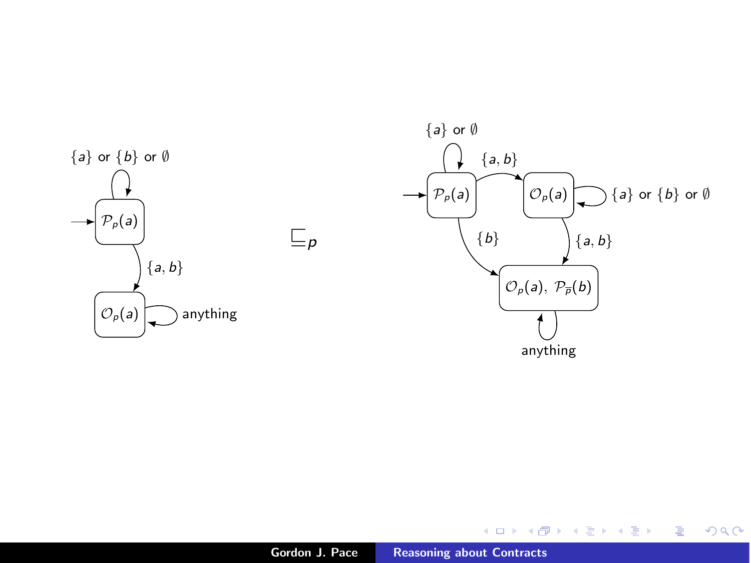$\{a\}$ or $\{b\}$ or $\emptyset$

$\mathcal{P}_p(a)$

$\{a, b\}$

$\mathcal{O}_p(a)$

anything

$\sqsubseteq_p$

$\{a\}$ or $\emptyset$

$\{a, b\}$

$\mathcal{P}_p(a)$

$\mathcal{O}_p(a)$

$\{a\}$ or $\{b\}$ or $\emptyset$

$\{b\}$

$\{a, b\}$

$\mathcal{O}_p(a),\ \mathcal{P}_{\overline{p}}(b)$

anything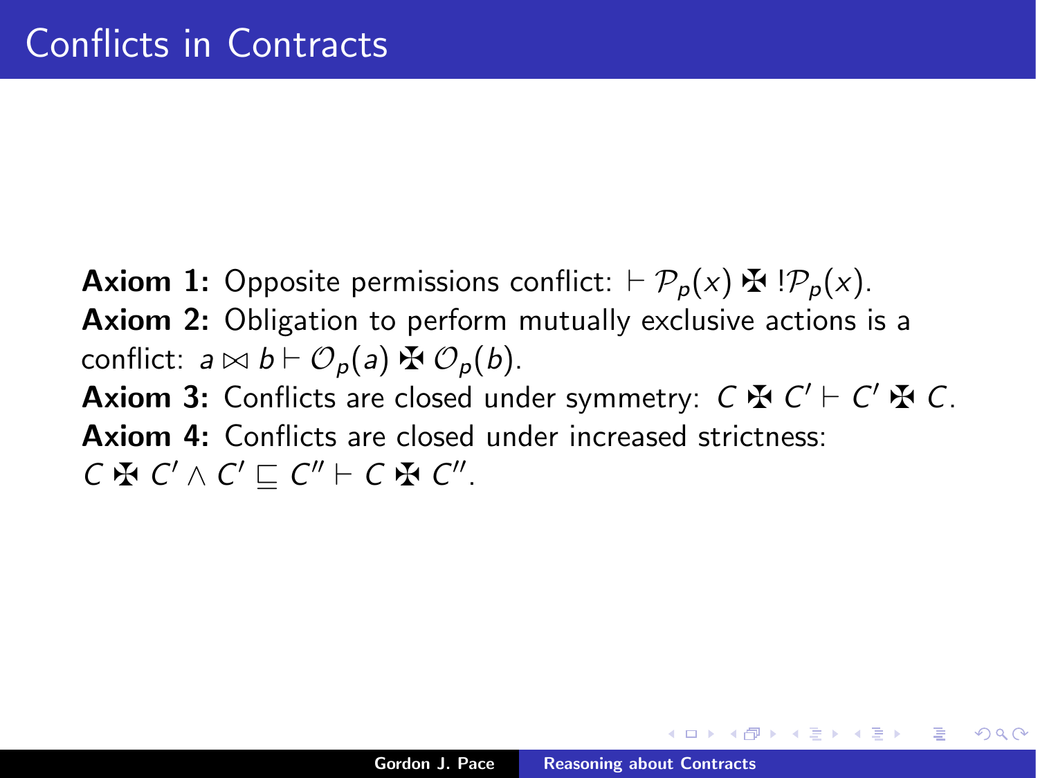# Conflicts in Contracts

**Axiom 1:** Opposite permissions conflict: $\vdash \mathcal{P}_p(x) \maltese\, !\mathcal{P}_p(x)$.
**Axiom 2:** Obligation to perform mutually exclusive actions is a conflict: $a \bowtie b \vdash \mathcal{O}_p(a) \maltese \mathcal{O}_p(b)$.
**Axiom 3:** Conflicts are closed under symmetry: $C \maltese C' \vdash C' \maltese C$.
**Axiom 4:** Conflicts are closed under increased strictness: $C \maltese C' \wedge C' \sqsubseteq C'' \vdash C \maltese C''$.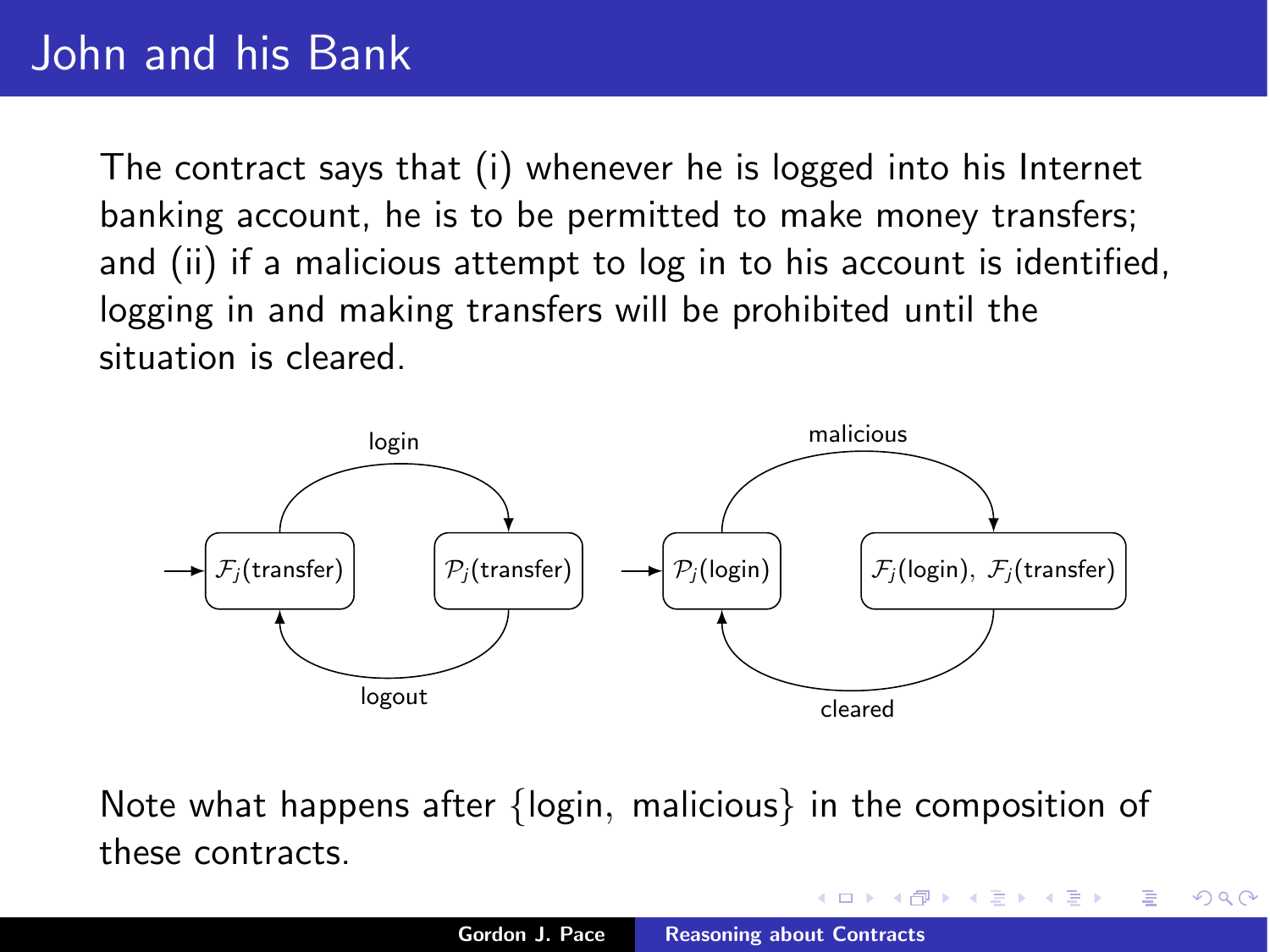# John and his Bank

The contract says that (i) whenever he is logged into his Internet banking account, he is to be permitted to make money transfers; and (ii) if a malicious attempt to log in to his account is identified, logging in and making transfers will be prohibited until the situation is cleared.

Note what happens after $\{\text{login}, \text{malicious}\}$ in the composition of these contracts.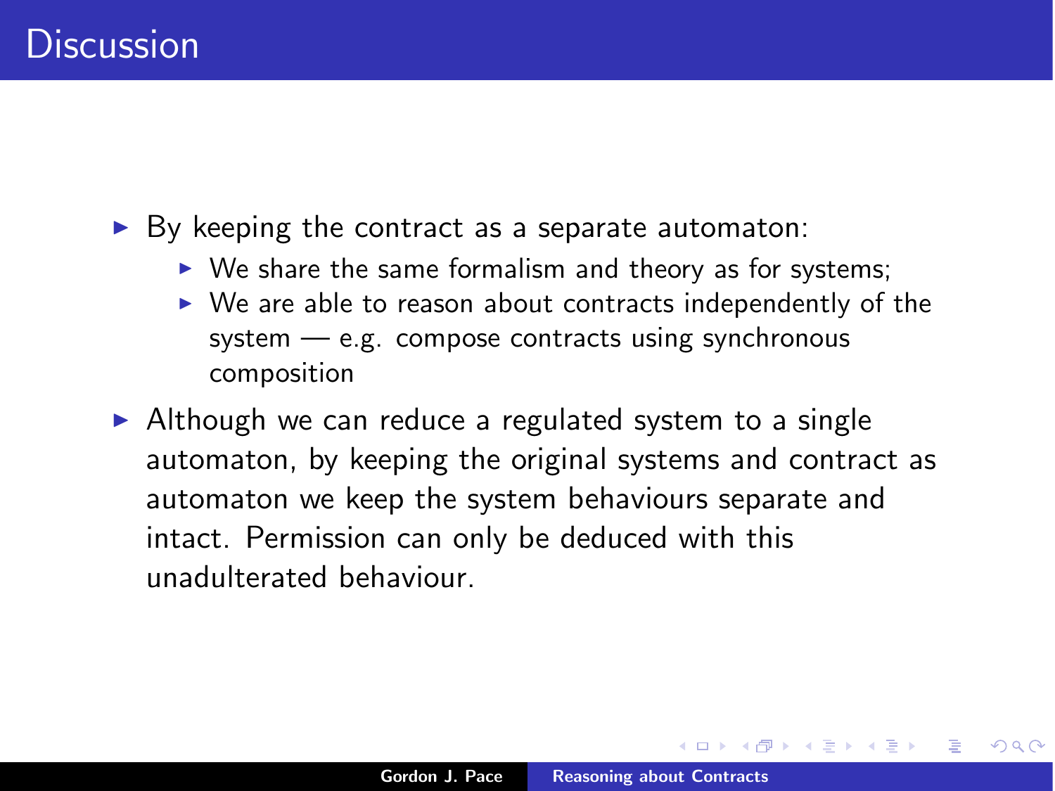# Discussion

- By keeping the contract as a separate automaton:
  - We share the same formalism and theory as for systems;
  - We are able to reason about contracts independently of the system — e.g. compose contracts using synchronous composition
- Although we can reduce a regulated system to a single automaton, by keeping the original systems and contract as automaton we keep the system behaviours separate and intact. Permission can only be deduced with this unadulterated behaviour.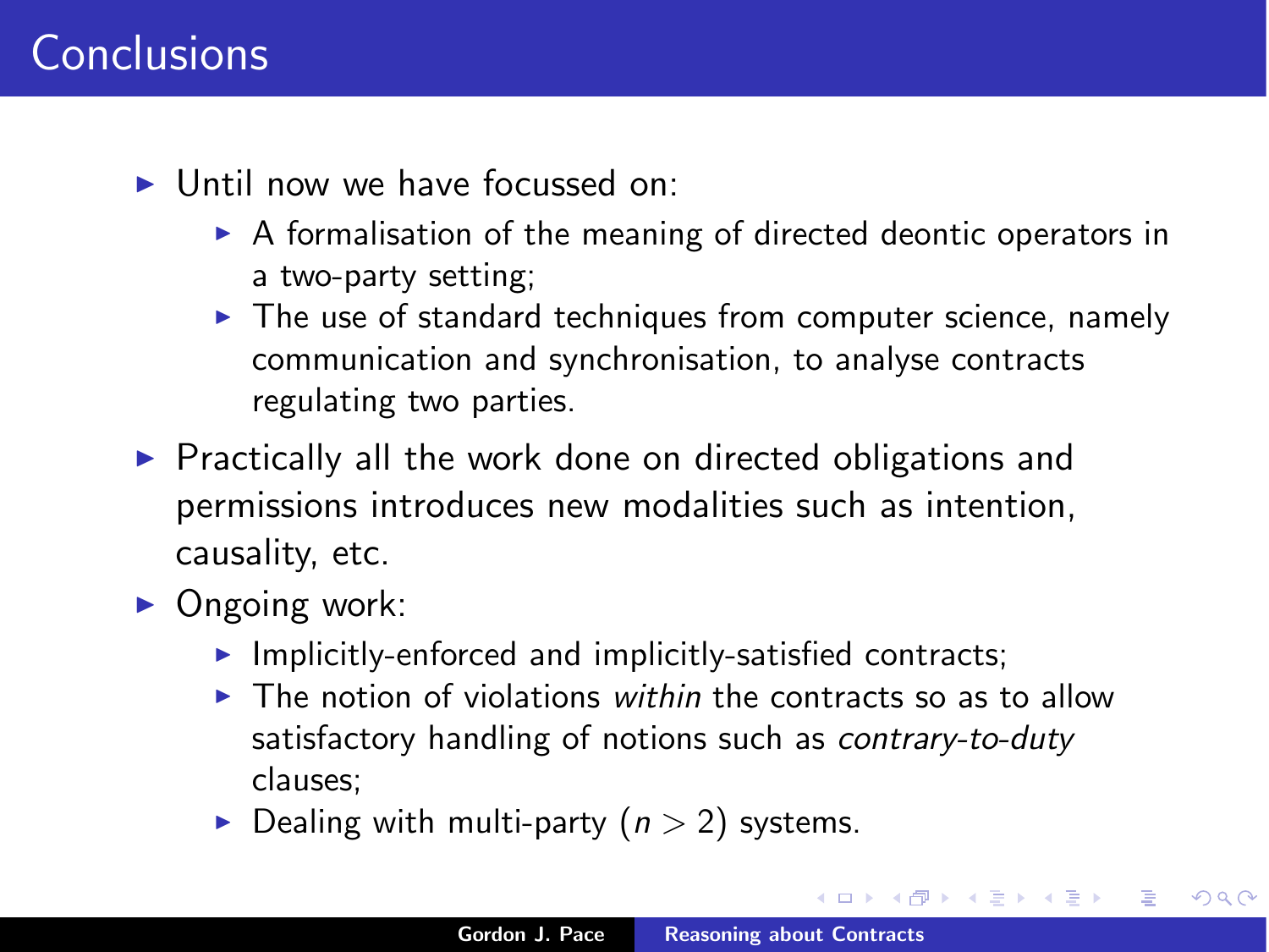# Conclusions

- Until now we have focussed on:
  - A formalisation of the meaning of directed deontic operators in a two-party setting;
  - The use of standard techniques from computer science, namely communication and synchronisation, to analyse contracts regulating two parties.
- Practically all the work done on directed obligations and permissions introduces new modalities such as intention, causality, etc.
- Ongoing work:
  - Implicitly-enforced and implicitly-satisfied contracts;
  - The notion of violations *within* the contracts so as to allow satisfactory handling of notions such as *contrary-to-duty* clauses;
  - Dealing with multi-party ($n > 2$) systems.